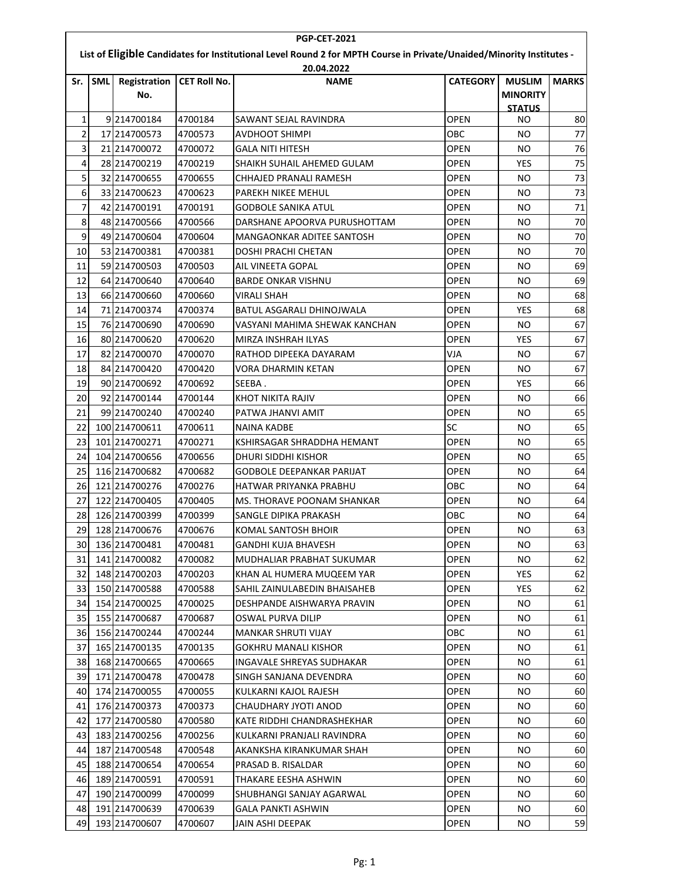**PGP-CET-2021**

**List of Eligible Candidates for Institutional Level Round 2 for MPTH Course in Private/Unaided/Minority Institutes - 20.04.2022**

| Sr. | SML | Registration No. | CET Roll No. | NAME | CATEGORY | MUSLIM MINORITY STATUS | MARKS |
|---|---|---|---|---|---|---|---|
| 1 | 9 | 214700184 | 4700184 | SAWANT SEJAL RAVINDRA | OPEN | NO | 80 |
| 2 | 17 | 214700573 | 4700573 | AVDHOOT SHIMPI | OBC | NO | 77 |
| 3 | 21 | 214700072 | 4700072 | GALA NITI HITESH | OPEN | NO | 76 |
| 4 | 28 | 214700219 | 4700219 | SHAIKH SUHAIL AHEMED GULAM | OPEN | YES | 75 |
| 5 | 32 | 214700655 | 4700655 | CHHAJED PRANALI RAMESH | OPEN | NO | 73 |
| 6 | 33 | 214700623 | 4700623 | PAREKH NIKEE MEHUL | OPEN | NO | 73 |
| 7 | 42 | 214700191 | 4700191 | GODBOLE SANIKA ATUL | OPEN | NO | 71 |
| 8 | 48 | 214700566 | 4700566 | DARSHANE APOORVA PURUSHOTTAM | OPEN | NO | 70 |
| 9 | 49 | 214700604 | 4700604 | MANGAONKAR ADITEE SANTOSH | OPEN | NO | 70 |
| 10 | 53 | 214700381 | 4700381 | DOSHI PRACHI CHETAN | OPEN | NO | 70 |
| 11 | 59 | 214700503 | 4700503 | AIL VINEETA GOPAL | OPEN | NO | 69 |
| 12 | 64 | 214700640 | 4700640 | BARDE ONKAR VISHNU | OPEN | NO | 69 |
| 13 | 66 | 214700660 | 4700660 | VIRALI SHAH | OPEN | NO | 68 |
| 14 | 71 | 214700374 | 4700374 | BATUL ASGARALI DHINOJWALA | OPEN | YES | 68 |
| 15 | 76 | 214700690 | 4700690 | VASYANI MAHIMA SHEWAK KANCHAN | OPEN | NO | 67 |
| 16 | 80 | 214700620 | 4700620 | MIRZA INSHRAH ILYAS | OPEN | YES | 67 |
| 17 | 82 | 214700070 | 4700070 | RATHOD DIPEEKA DAYARAM | VJA | NO | 67 |
| 18 | 84 | 214700420 | 4700420 | VORA DHARMIN KETAN | OPEN | NO | 67 |
| 19 | 90 | 214700692 | 4700692 | SEEBA . | OPEN | YES | 66 |
| 20 | 92 | 214700144 | 4700144 | KHOT NIKITA RAJIV | OPEN | NO | 66 |
| 21 | 99 | 214700240 | 4700240 | PATWA JHANVI AMIT | OPEN | NO | 65 |
| 22 | 100 | 214700611 | 4700611 | NAINA KADBE | SC | NO | 65 |
| 23 | 101 | 214700271 | 4700271 | KSHIRSAGAR SHRADDHA HEMANT | OPEN | NO | 65 |
| 24 | 104 | 214700656 | 4700656 | DHURI SIDDHI KISHOR | OPEN | NO | 65 |
| 25 | 116 | 214700682 | 4700682 | GODBOLE DEEPANKAR PARIJAT | OPEN | NO | 64 |
| 26 | 121 | 214700276 | 4700276 | HATWAR PRIYANKA PRABHU | OBC | NO | 64 |
| 27 | 122 | 214700405 | 4700405 | MS. THORAVE POONAM SHANKAR | OPEN | NO | 64 |
| 28 | 126 | 214700399 | 4700399 | SANGLE DIPIKA PRAKASH | OBC | NO | 64 |
| 29 | 128 | 214700676 | 4700676 | KOMAL SANTOSH BHOIR | OPEN | NO | 63 |
| 30 | 136 | 214700481 | 4700481 | GANDHI KUJA BHAVESH | OPEN | NO | 63 |
| 31 | 141 | 214700082 | 4700082 | MUDHALIAR PRABHAT SUKUMAR | OPEN | NO | 62 |
| 32 | 148 | 214700203 | 4700203 | KHAN AL HUMERA MUQEEM YAR | OPEN | YES | 62 |
| 33 | 150 | 214700588 | 4700588 | SAHIL ZAINULABEDIN BHAISAHEB | OPEN | YES | 62 |
| 34 | 154 | 214700025 | 4700025 | DESHPANDE AISHWARYA PRAVIN | OPEN | NO | 61 |
| 35 | 155 | 214700687 | 4700687 | OSWAL PURVA DILIP | OPEN | NO | 61 |
| 36 | 156 | 214700244 | 4700244 | MANKAR SHRUTI VIJAY | OBC | NO | 61 |
| 37 | 165 | 214700135 | 4700135 | GOKHRU MANALI KISHOR | OPEN | NO | 61 |
| 38 | 168 | 214700665 | 4700665 | INGAVALE SHREYAS SUDHAKAR | OPEN | NO | 61 |
| 39 | 171 | 214700478 | 4700478 | SINGH SANJANA DEVENDRA | OPEN | NO | 60 |
| 40 | 174 | 214700055 | 4700055 | KULKARNI KAJOL RAJESH | OPEN | NO | 60 |
| 41 | 176 | 214700373 | 4700373 | CHAUDHARY JYOTI ANOD | OPEN | NO | 60 |
| 42 | 177 | 214700580 | 4700580 | KATE RIDDHI CHANDRASHEKHAR | OPEN | NO | 60 |
| 43 | 183 | 214700256 | 4700256 | KULKARNI PRANJALI RAVINDRA | OPEN | NO | 60 |
| 44 | 187 | 214700548 | 4700548 | AKANKSHA KIRANKUMAR SHAH | OPEN | NO | 60 |
| 45 | 188 | 214700654 | 4700654 | PRASAD B. RISALDAR | OPEN | NO | 60 |
| 46 | 189 | 214700591 | 4700591 | THAKARE EESHA ASHWIN | OPEN | NO | 60 |
| 47 | 190 | 214700099 | 4700099 | SHUBHANGI SANJAY AGARWAL | OPEN | NO | 60 |
| 48 | 191 | 214700639 | 4700639 | GALA PANKTI ASHWIN | OPEN | NO | 60 |
| 49 | 193 | 214700607 | 4700607 | JAIN ASHI DEEPAK | OPEN | NO | 59 |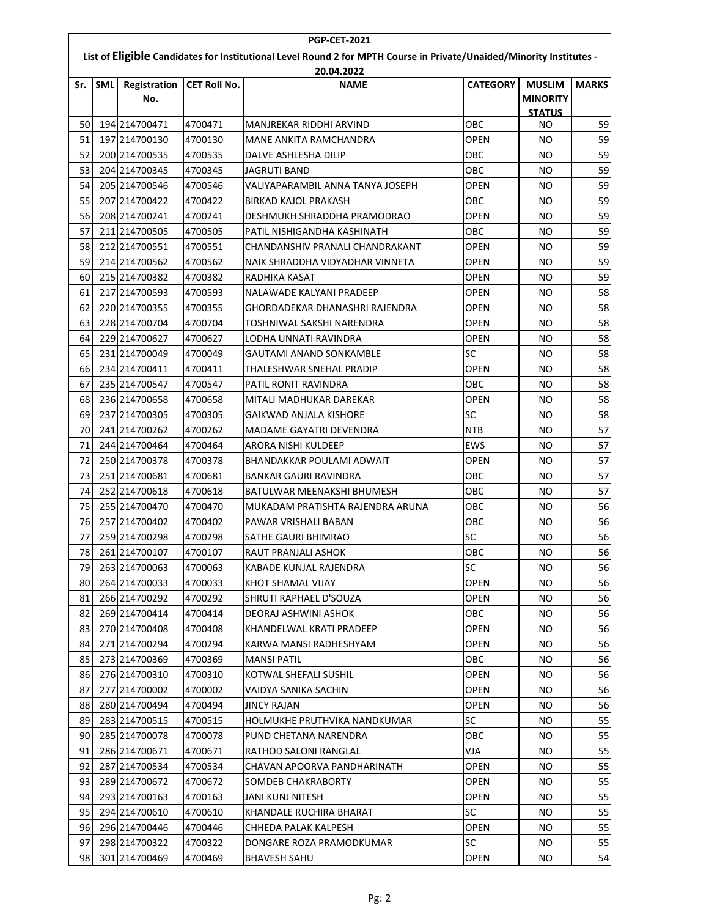**PGP-CET-2021**

**List of Eligible Candidates for Institutional Level Round 2 for MPTH Course in Private/Unaided/Minority Institutes - 20.04.2022**

| Sr. | SML | Registration No. | CET Roll No. | NAME | CATEGORY | MUSLIM MINORITY STATUS | MARKS |
|---|---|---|---|---|---|---|---|
| 50 | 194 | 214700471 | 4700471 | MANJREKAR RIDDHI ARVIND | OBC | NO | 59 |
| 51 | 197 | 214700130 | 4700130 | MANE ANKITA RAMCHANDRA | OPEN | NO | 59 |
| 52 | 200 | 214700535 | 4700535 | DALVE ASHLESHA DILIP | OBC | NO | 59 |
| 53 | 204 | 214700345 | 4700345 | JAGRUTI BAND | OBC | NO | 59 |
| 54 | 205 | 214700546 | 4700546 | VALIYAPARAMBIL ANNA TANYA JOSEPH | OPEN | NO | 59 |
| 55 | 207 | 214700422 | 4700422 | BIRKAD KAJOL PRAKASH | OBC | NO | 59 |
| 56 | 208 | 214700241 | 4700241 | DESHMUKH SHRADDHA PRAMODRAO | OPEN | NO | 59 |
| 57 | 211 | 214700505 | 4700505 | PATIL NISHIGANDHA KASHINATH | OBC | NO | 59 |
| 58 | 212 | 214700551 | 4700551 | CHANDANSHIV PRANALI CHANDRAKANT | OPEN | NO | 59 |
| 59 | 214 | 214700562 | 4700562 | NAIK SHRADDHA VIDYADHAR VINNETA | OPEN | NO | 59 |
| 60 | 215 | 214700382 | 4700382 | RADHIKA KASAT | OPEN | NO | 59 |
| 61 | 217 | 214700593 | 4700593 | NALAWADE KALYANI PRADEEP | OPEN | NO | 58 |
| 62 | 220 | 214700355 | 4700355 | GHORDADEKAR DHANASHRI RAJENDRA | OPEN | NO | 58 |
| 63 | 228 | 214700704 | 4700704 | TOSHNIWAL SAKSHI NARENDRA | OPEN | NO | 58 |
| 64 | 229 | 214700627 | 4700627 | LODHA UNNATI RAVINDRA | OPEN | NO | 58 |
| 65 | 231 | 214700049 | 4700049 | GAUTAMI ANAND SONKAMBLE | SC | NO | 58 |
| 66 | 234 | 214700411 | 4700411 | THALESHWAR SNEHAL PRADIP | OPEN | NO | 58 |
| 67 | 235 | 214700547 | 4700547 | PATIL RONIT RAVINDRA | OBC | NO | 58 |
| 68 | 236 | 214700658 | 4700658 | MITALI MADHUKAR DAREKAR | OPEN | NO | 58 |
| 69 | 237 | 214700305 | 4700305 | GAIKWAD ANJALA KISHORE | SC | NO | 58 |
| 70 | 241 | 214700262 | 4700262 | MADAME GAYATRI DEVENDRA | NTB | NO | 57 |
| 71 | 244 | 214700464 | 4700464 | ARORA NISHI KULDEEP | EWS | NO | 57 |
| 72 | 250 | 214700378 | 4700378 | BHANDAKKAR POULAMI ADWAIT | OPEN | NO | 57 |
| 73 | 251 | 214700681 | 4700681 | BANKAR GAURI RAVINDRA | OBC | NO | 57 |
| 74 | 252 | 214700618 | 4700618 | BATULWAR MEENAKSHI BHUMESH | OBC | NO | 57 |
| 75 | 255 | 214700470 | 4700470 | MUKADAM PRATISHTA RAJENDRA ARUNA | OBC | NO | 56 |
| 76 | 257 | 214700402 | 4700402 | PAWAR VRISHALI BABAN | OBC | NO | 56 |
| 77 | 259 | 214700298 | 4700298 | SATHE GAURI BHIMRAO | SC | NO | 56 |
| 78 | 261 | 214700107 | 4700107 | RAUT PRANJALI ASHOK | OBC | NO | 56 |
| 79 | 263 | 214700063 | 4700063 | KABADE KUNJAL RAJENDRA | SC | NO | 56 |
| 80 | 264 | 214700033 | 4700033 | KHOT SHAMAL VIJAY | OPEN | NO | 56 |
| 81 | 266 | 214700292 | 4700292 | SHRUTI RAPHAEL D'SOUZA | OPEN | NO | 56 |
| 82 | 269 | 214700414 | 4700414 | DEORAJ ASHWINI ASHOK | OBC | NO | 56 |
| 83 | 270 | 214700408 | 4700408 | KHANDELWAL KRATI PRADEEP | OPEN | NO | 56 |
| 84 | 271 | 214700294 | 4700294 | KARWA MANSI RADHESHYAM | OPEN | NO | 56 |
| 85 | 273 | 214700369 | 4700369 | MANSI PATIL | OBC | NO | 56 |
| 86 | 276 | 214700310 | 4700310 | KOTWAL SHEFALI SUSHIL | OPEN | NO | 56 |
| 87 | 277 | 214700002 | 4700002 | VAIDYA SANIKA SACHIN | OPEN | NO | 56 |
| 88 | 280 | 214700494 | 4700494 | JINCY RAJAN | OPEN | NO | 56 |
| 89 | 283 | 214700515 | 4700515 | HOLMUKHE PRUTHVIKA NANDKUMAR | SC | NO | 55 |
| 90 | 285 | 214700078 | 4700078 | PUND CHETANA NARENDRA | OBC | NO | 55 |
| 91 | 286 | 214700671 | 4700671 | RATHOD SALONI RANGLAL | VJA | NO | 55 |
| 92 | 287 | 214700534 | 4700534 | CHAVAN APOORVA PANDHARINATH | OPEN | NO | 55 |
| 93 | 289 | 214700672 | 4700672 | SOMDEB CHAKRABORTY | OPEN | NO | 55 |
| 94 | 293 | 214700163 | 4700163 | JANI KUNJ NITESH | OPEN | NO | 55 |
| 95 | 294 | 214700610 | 4700610 | KHANDALE RUCHIRA BHARAT | SC | NO | 55 |
| 96 | 296 | 214700446 | 4700446 | CHHEDA PALAK KALPESH | OPEN | NO | 55 |
| 97 | 298 | 214700322 | 4700322 | DONGARE ROZA PRAMODKUMAR | SC | NO | 55 |
| 98 | 301 | 214700469 | 4700469 | BHAVESH SAHU | OPEN | NO | 54 |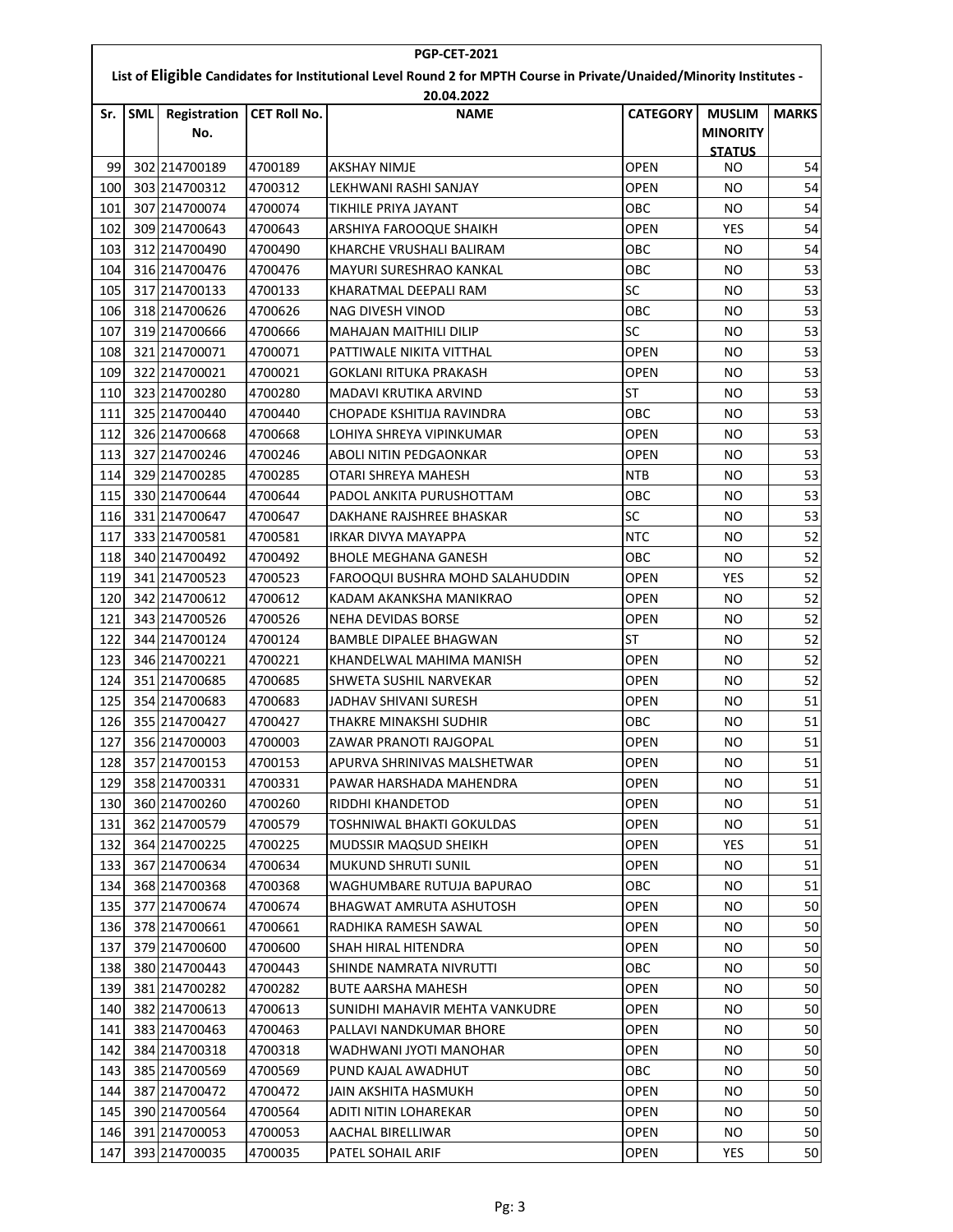PGP-CET-2021

List of **Eligible** Candidates for Institutional Level Round 2 for MPTH Course in Private/Unaided/Minority Institutes - 20.04.2022

| Sr. | SML | Registration No. | CET Roll No. | NAME | CATEGORY | MUSLIM MINORITY STATUS | MARKS |
|---|---|---|---|---|---|---|---|
| 99 | 302 | 214700189 | 4700189 | AKSHAY NIMJE | OPEN | NO | 54 |
| 100 | 303 | 214700312 | 4700312 | LEKHWANI RASHI SANJAY | OPEN | NO | 54 |
| 101 | 307 | 214700074 | 4700074 | TIKHILE PRIYA JAYANT | OBC | NO | 54 |
| 102 | 309 | 214700643 | 4700643 | ARSHIYA FAROOQUE SHAIKH | OPEN | YES | 54 |
| 103 | 312 | 214700490 | 4700490 | KHARCHE VRUSHALI BALIRAM | OBC | NO | 54 |
| 104 | 316 | 214700476 | 4700476 | MAYURI SURESHRAO KANKAL | OBC | NO | 53 |
| 105 | 317 | 214700133 | 4700133 | KHARATMAL DEEPALI RAM | SC | NO | 53 |
| 106 | 318 | 214700626 | 4700626 | NAG DIVESH VINOD | OBC | NO | 53 |
| 107 | 319 | 214700666 | 4700666 | MAHAJAN MAITHILI DILIP | SC | NO | 53 |
| 108 | 321 | 214700071 | 4700071 | PATTIWALE NIKITA VITTHAL | OPEN | NO | 53 |
| 109 | 322 | 214700021 | 4700021 | GOKLANI RITUKA PRAKASH | OPEN | NO | 53 |
| 110 | 323 | 214700280 | 4700280 | MADAVI KRUTIKA ARVIND | ST | NO | 53 |
| 111 | 325 | 214700440 | 4700440 | CHOPADE KSHITIJA RAVINDRA | OBC | NO | 53 |
| 112 | 326 | 214700668 | 4700668 | LOHIYA SHREYA VIPINKUMAR | OPEN | NO | 53 |
| 113 | 327 | 214700246 | 4700246 | ABOLI NITIN PEDGAONKAR | OPEN | NO | 53 |
| 114 | 329 | 214700285 | 4700285 | OTARI SHREYA MAHESH | NTB | NO | 53 |
| 115 | 330 | 214700644 | 4700644 | PADOL ANKITA PURUSHOTTAM | OBC | NO | 53 |
| 116 | 331 | 214700647 | 4700647 | DAKHANE RAJSHREE BHASKAR | SC | NO | 53 |
| 117 | 333 | 214700581 | 4700581 | IRKAR DIVYA MAYAPPA | NTC | NO | 52 |
| 118 | 340 | 214700492 | 4700492 | BHOLE MEGHANA GANESH | OBC | NO | 52 |
| 119 | 341 | 214700523 | 4700523 | FAROOQUI BUSHRA MOHD SALAHUDDIN | OPEN | YES | 52 |
| 120 | 342 | 214700612 | 4700612 | KADAM AKANKSHA MANIKRAO | OPEN | NO | 52 |
| 121 | 343 | 214700526 | 4700526 | NEHA DEVIDAS BORSE | OPEN | NO | 52 |
| 122 | 344 | 214700124 | 4700124 | BAMBLE DIPALEE BHAGWAN | ST | NO | 52 |
| 123 | 346 | 214700221 | 4700221 | KHANDELWAL MAHIMA MANISH | OPEN | NO | 52 |
| 124 | 351 | 214700685 | 4700685 | SHWETA SUSHIL NARVEKAR | OPEN | NO | 52 |
| 125 | 354 | 214700683 | 4700683 | JADHAV SHIVANI SURESH | OPEN | NO | 51 |
| 126 | 355 | 214700427 | 4700427 | THAKRE MINAKSHI SUDHIR | OBC | NO | 51 |
| 127 | 356 | 214700003 | 4700003 | ZAWAR PRANOTI RAJGOPAL | OPEN | NO | 51 |
| 128 | 357 | 214700153 | 4700153 | APURVA SHRINIVAS MALSHETWAR | OPEN | NO | 51 |
| 129 | 358 | 214700331 | 4700331 | PAWAR HARSHADA MAHENDRA | OPEN | NO | 51 |
| 130 | 360 | 214700260 | 4700260 | RIDDHI KHANDETOD | OPEN | NO | 51 |
| 131 | 362 | 214700579 | 4700579 | TOSHNIWAL BHAKTI GOKULDAS | OPEN | NO | 51 |
| 132 | 364 | 214700225 | 4700225 | MUDSSIR MAQSUD SHEIKH | OPEN | YES | 51 |
| 133 | 367 | 214700634 | 4700634 | MUKUND SHRUTI SUNIL | OPEN | NO | 51 |
| 134 | 368 | 214700368 | 4700368 | WAGHUMBARE RUTUJA BAPURAO | OBC | NO | 51 |
| 135 | 377 | 214700674 | 4700674 | BHAGWAT AMRUTA ASHUTOSH | OPEN | NO | 50 |
| 136 | 378 | 214700661 | 4700661 | RADHIKA RAMESH SAWAL | OPEN | NO | 50 |
| 137 | 379 | 214700600 | 4700600 | SHAH HIRAL HITENDRA | OPEN | NO | 50 |
| 138 | 380 | 214700443 | 4700443 | SHINDE NAMRATA NIVRUTTI | OBC | NO | 50 |
| 139 | 381 | 214700282 | 4700282 | BUTE AARSHA MAHESH | OPEN | NO | 50 |
| 140 | 382 | 214700613 | 4700613 | SUNIDHI MAHAVIR MEHTA VANKUDRE | OPEN | NO | 50 |
| 141 | 383 | 214700463 | 4700463 | PALLAVI NANDKUMAR BHORE | OPEN | NO | 50 |
| 142 | 384 | 214700318 | 4700318 | WADHWANI JYOTI MANOHAR | OPEN | NO | 50 |
| 143 | 385 | 214700569 | 4700569 | PUND KAJAL AWADHUT | OBC | NO | 50 |
| 144 | 387 | 214700472 | 4700472 | JAIN AKSHITA HASMUKH | OPEN | NO | 50 |
| 145 | 390 | 214700564 | 4700564 | ADITI NITIN LOHAREKAR | OPEN | NO | 50 |
| 146 | 391 | 214700053 | 4700053 | AACHAL BIRELLIWAR | OPEN | NO | 50 |
| 147 | 393 | 214700035 | 4700035 | PATEL SOHAIL ARIF | OPEN | YES | 50 |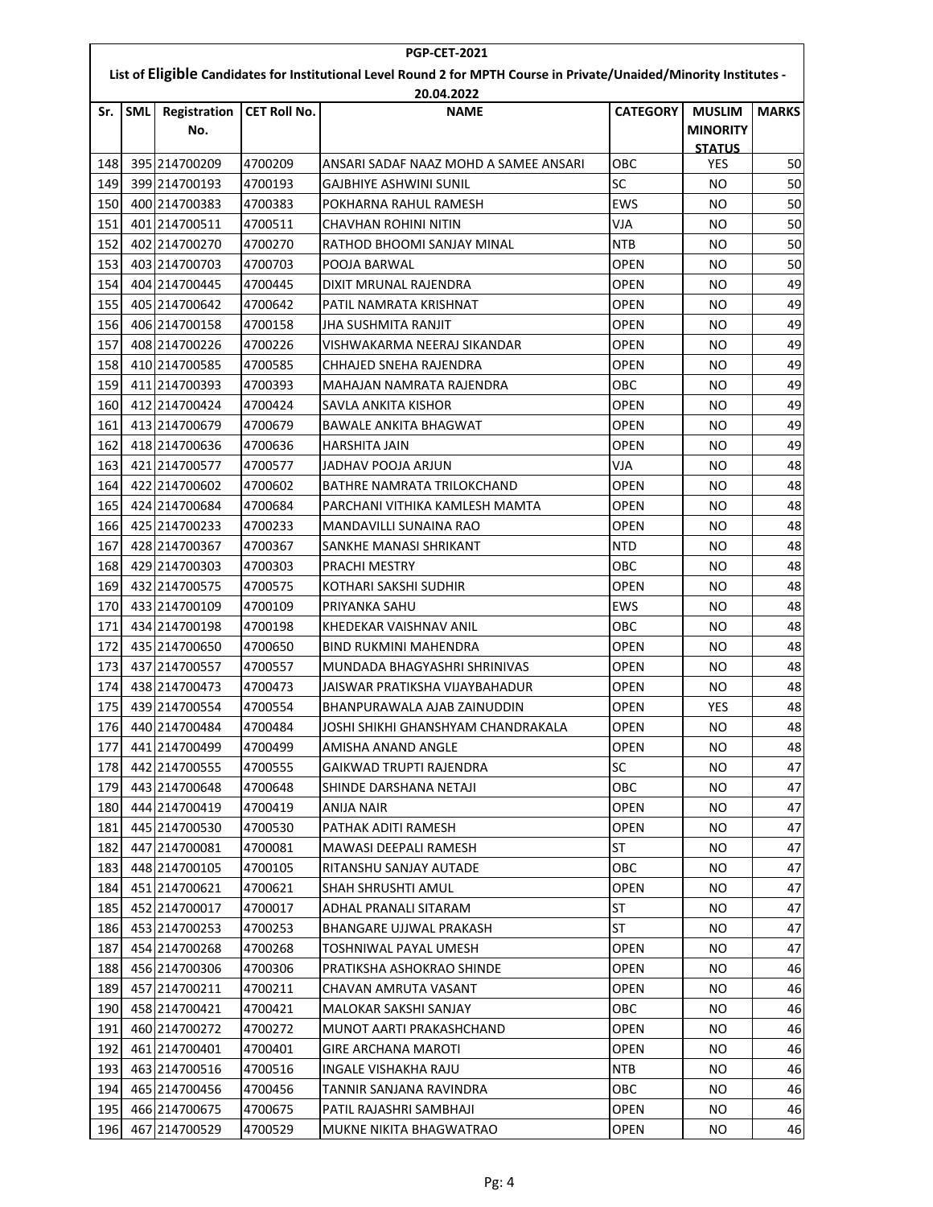# PGP-CET-2021

## List of Eligible Candidates for Institutional Level Round 2 for MPTH Course in Private/Unaided/Minority Institutes - 20.04.2022

| Sr. | SML | Registration No. | CET Roll No. | NAME | CATEGORY | MUSLIM MINORITY STATUS | MARKS |
|---|---|---|---|---|---|---|---|
| 148 | 395 | 214700209 | 4700209 | ANSARI SADAF NAAZ MOHD A SAMEE ANSARI | OBC | YES | 50 |
| 149 | 399 | 214700193 | 4700193 | GAJBHIYE ASHWINI SUNIL | SC | NO | 50 |
| 150 | 400 | 214700383 | 4700383 | POKHARNA RAHUL RAMESH | EWS | NO | 50 |
| 151 | 401 | 214700511 | 4700511 | CHAVHAN ROHINI NITIN | VJA | NO | 50 |
| 152 | 402 | 214700270 | 4700270 | RATHOD BHOOMI SANJAY MINAL | NTB | NO | 50 |
| 153 | 403 | 214700703 | 4700703 | POOJA BARWAL | OPEN | NO | 50 |
| 154 | 404 | 214700445 | 4700445 | DIXIT MRUNAL RAJENDRA | OPEN | NO | 49 |
| 155 | 405 | 214700642 | 4700642 | PATIL NAMRATA KRISHNAT | OPEN | NO | 49 |
| 156 | 406 | 214700158 | 4700158 | JHA SUSHMITA RANJIT | OPEN | NO | 49 |
| 157 | 408 | 214700226 | 4700226 | VISHWAKARMA NEERAJ SIKANDAR | OPEN | NO | 49 |
| 158 | 410 | 214700585 | 4700585 | CHHAJED SNEHA RAJENDRA | OPEN | NO | 49 |
| 159 | 411 | 214700393 | 4700393 | MAHAJAN NAMRATA RAJENDRA | OBC | NO | 49 |
| 160 | 412 | 214700424 | 4700424 | SAVLA ANKITA KISHOR | OPEN | NO | 49 |
| 161 | 413 | 214700679 | 4700679 | BAWALE ANKITA BHAGWAT | OPEN | NO | 49 |
| 162 | 418 | 214700636 | 4700636 | HARSHITA JAIN | OPEN | NO | 49 |
| 163 | 421 | 214700577 | 4700577 | JADHAV POOJA ARJUN | VJA | NO | 48 |
| 164 | 422 | 214700602 | 4700602 | BATHRE NAMRATA TRILOKCHAND | OPEN | NO | 48 |
| 165 | 424 | 214700684 | 4700684 | PARCHANI VITHIKA KAMLESH MAMTA | OPEN | NO | 48 |
| 166 | 425 | 214700233 | 4700233 | MANDAVILLI SUNAINA RAO | OPEN | NO | 48 |
| 167 | 428 | 214700367 | 4700367 | SANKHE MANASI SHRIKANT | NTD | NO | 48 |
| 168 | 429 | 214700303 | 4700303 | PRACHI MESTRY | OBC | NO | 48 |
| 169 | 432 | 214700575 | 4700575 | KOTHARI SAKSHI SUDHIR | OPEN | NO | 48 |
| 170 | 433 | 214700109 | 4700109 | PRIYANKA SAHU | EWS | NO | 48 |
| 171 | 434 | 214700198 | 4700198 | KHEDEKAR VAISHNAV ANIL | OBC | NO | 48 |
| 172 | 435 | 214700650 | 4700650 | BIND RUKMINI MAHENDRA | OPEN | NO | 48 |
| 173 | 437 | 214700557 | 4700557 | MUNDADA BHAGYASHRI SHRINIVAS | OPEN | NO | 48 |
| 174 | 438 | 214700473 | 4700473 | JAISWAR PRATIKSHA VIJAYBAHADUR | OPEN | NO | 48 |
| 175 | 439 | 214700554 | 4700554 | BHANPURAWALA AJAB ZAINUDDIN | OPEN | YES | 48 |
| 176 | 440 | 214700484 | 4700484 | JOSHI SHIKHI GHANSHYAM CHANDRAKALA | OPEN | NO | 48 |
| 177 | 441 | 214700499 | 4700499 | AMISHA ANAND ANGLE | OPEN | NO | 48 |
| 178 | 442 | 214700555 | 4700555 | GAIKWAD TRUPTI RAJENDRA | SC | NO | 47 |
| 179 | 443 | 214700648 | 4700648 | SHINDE DARSHANA NETAJI | OBC | NO | 47 |
| 180 | 444 | 214700419 | 4700419 | ANIJA NAIR | OPEN | NO | 47 |
| 181 | 445 | 214700530 | 4700530 | PATHAK ADITI RAMESH | OPEN | NO | 47 |
| 182 | 447 | 214700081 | 4700081 | MAWASI DEEPALI RAMESH | ST | NO | 47 |
| 183 | 448 | 214700105 | 4700105 | RITANSHU SANJAY AUTADE | OBC | NO | 47 |
| 184 | 451 | 214700621 | 4700621 | SHAH SHRUSHTI AMUL | OPEN | NO | 47 |
| 185 | 452 | 214700017 | 4700017 | ADHAL PRANALI SITARAM | ST | NO | 47 |
| 186 | 453 | 214700253 | 4700253 | BHANGARE UJJWAL PRAKASH | ST | NO | 47 |
| 187 | 454 | 214700268 | 4700268 | TOSHNIWAL PAYAL UMESH | OPEN | NO | 47 |
| 188 | 456 | 214700306 | 4700306 | PRATIKSHA ASHOKRAO SHINDE | OPEN | NO | 46 |
| 189 | 457 | 214700211 | 4700211 | CHAVAN AMRUTA VASANT | OPEN | NO | 46 |
| 190 | 458 | 214700421 | 4700421 | MALOKAR SAKSHI SANJAY | OBC | NO | 46 |
| 191 | 460 | 214700272 | 4700272 | MUNOT AARTI PRAKASHCHAND | OPEN | NO | 46 |
| 192 | 461 | 214700401 | 4700401 | GIRE ARCHANA MAROTI | OPEN | NO | 46 |
| 193 | 463 | 214700516 | 4700516 | INGALE VISHAKHA RAJU | NTB | NO | 46 |
| 194 | 465 | 214700456 | 4700456 | TANNIR SANJANA RAVINDRA | OBC | NO | 46 |
| 195 | 466 | 214700675 | 4700675 | PATIL RAJASHRI SAMBHAJI | OPEN | NO | 46 |
| 196 | 467 | 214700529 | 4700529 | MUKNE NIKITA BHAGWATRAO | OPEN | NO | 46 |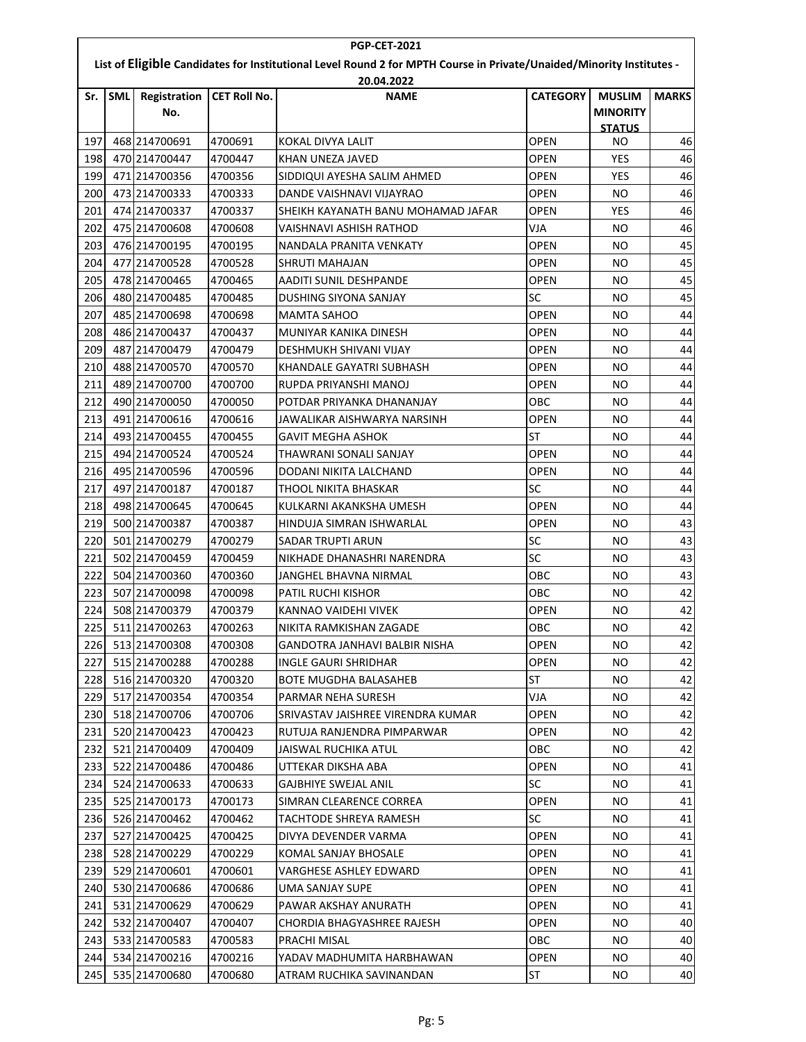**PGP-CET-2021**

**List of Eligible Candidates for Institutional Level Round 2 for MPTH Course in Private/Unaided/Minority Institutes - 20.04.2022**

| Sr. | SML | Registration No. | CET Roll No. | NAME | CATEGORY | MUSLIM MINORITY STATUS | MARKS |
|---|---|---|---|---|---|---|---|
| 197 | 468 | 214700691 | 4700691 | KOKAL DIVYA LALIT | OPEN | NO | 46 |
| 198 | 470 | 214700447 | 4700447 | KHAN UNEZA JAVED | OPEN | YES | 46 |
| 199 | 471 | 214700356 | 4700356 | SIDDIQUI AYESHA SALIM AHMED | OPEN | YES | 46 |
| 200 | 473 | 214700333 | 4700333 | DANDE VAISHNAVI VIJAYRAO | OPEN | NO | 46 |
| 201 | 474 | 214700337 | 4700337 | SHEIKH KAYANATH BANU MOHAMAD JAFAR | OPEN | YES | 46 |
| 202 | 475 | 214700608 | 4700608 | VAISHNAVI ASHISH RATHOD | VJA | NO | 46 |
| 203 | 476 | 214700195 | 4700195 | NANDALA PRANITA VENKATY | OPEN | NO | 45 |
| 204 | 477 | 214700528 | 4700528 | SHRUTI MAHAJAN | OPEN | NO | 45 |
| 205 | 478 | 214700465 | 4700465 | AADITI SUNIL DESHPANDE | OPEN | NO | 45 |
| 206 | 480 | 214700485 | 4700485 | DUSHING SIYONA SANJAY | SC | NO | 45 |
| 207 | 485 | 214700698 | 4700698 | MAMTA SAHOO | OPEN | NO | 44 |
| 208 | 486 | 214700437 | 4700437 | MUNIYAR KANIKA DINESH | OPEN | NO | 44 |
| 209 | 487 | 214700479 | 4700479 | DESHMUKH SHIVANI VIJAY | OPEN | NO | 44 |
| 210 | 488 | 214700570 | 4700570 | KHANDALE GAYATRI SUBHASH | OPEN | NO | 44 |
| 211 | 489 | 214700700 | 4700700 | RUPDA PRIYANSHI MANOJ | OPEN | NO | 44 |
| 212 | 490 | 214700050 | 4700050 | POTDAR PRIYANKA DHANANJAY | OBC | NO | 44 |
| 213 | 491 | 214700616 | 4700616 | JAWALIKAR AISHWARYA NARSINH | OPEN | NO | 44 |
| 214 | 493 | 214700455 | 4700455 | GAVIT MEGHA ASHOK | ST | NO | 44 |
| 215 | 494 | 214700524 | 4700524 | THAWRANI SONALI SANJAY | OPEN | NO | 44 |
| 216 | 495 | 214700596 | 4700596 | DODANI NIKITA LALCHAND | OPEN | NO | 44 |
| 217 | 497 | 214700187 | 4700187 | THOOL NIKITA BHASKAR | SC | NO | 44 |
| 218 | 498 | 214700645 | 4700645 | KULKARNI AKANKSHA UMESH | OPEN | NO | 44 |
| 219 | 500 | 214700387 | 4700387 | HINDUJA SIMRAN ISHWARLAL | OPEN | NO | 43 |
| 220 | 501 | 214700279 | 4700279 | SADAR TRUPTI ARUN | SC | NO | 43 |
| 221 | 502 | 214700459 | 4700459 | NIKHADE DHANASHRI NARENDRA | SC | NO | 43 |
| 222 | 504 | 214700360 | 4700360 | JANGHEL BHAVNA NIRMAL | OBC | NO | 43 |
| 223 | 507 | 214700098 | 4700098 | PATIL RUCHI KISHOR | OBC | NO | 42 |
| 224 | 508 | 214700379 | 4700379 | KANNAO VAIDEHI VIVEK | OPEN | NO | 42 |
| 225 | 511 | 214700263 | 4700263 | NIKITA RAMKISHAN ZAGADE | OBC | NO | 42 |
| 226 | 513 | 214700308 | 4700308 | GANDOTRA JANHAVI BALBIR NISHA | OPEN | NO | 42 |
| 227 | 515 | 214700288 | 4700288 | INGLE GAURI SHRIDHAR | OPEN | NO | 42 |
| 228 | 516 | 214700320 | 4700320 | BOTE MUGDHA BALASAHEB | ST | NO | 42 |
| 229 | 517 | 214700354 | 4700354 | PARMAR NEHA SURESH | VJA | NO | 42 |
| 230 | 518 | 214700706 | 4700706 | SRIVASTAV JAISHREE VIRENDRA KUMAR | OPEN | NO | 42 |
| 231 | 520 | 214700423 | 4700423 | RUTUJA RANJENDRA PIMPARWAR | OPEN | NO | 42 |
| 232 | 521 | 214700409 | 4700409 | JAISWAL RUCHIKA ATUL | OBC | NO | 42 |
| 233 | 522 | 214700486 | 4700486 | UTTEKAR DIKSHA ABA | OPEN | NO | 41 |
| 234 | 524 | 214700633 | 4700633 | GAJBHIYE SWEJAL ANIL | SC | NO | 41 |
| 235 | 525 | 214700173 | 4700173 | SIMRAN CLEARENCE CORREA | OPEN | NO | 41 |
| 236 | 526 | 214700462 | 4700462 | TACHTODE SHREYA RAMESH | SC | NO | 41 |
| 237 | 527 | 214700425 | 4700425 | DIVYA DEVENDER VARMA | OPEN | NO | 41 |
| 238 | 528 | 214700229 | 4700229 | KOMAL SANJAY BHOSALE | OPEN | NO | 41 |
| 239 | 529 | 214700601 | 4700601 | VARGHESE ASHLEY EDWARD | OPEN | NO | 41 |
| 240 | 530 | 214700686 | 4700686 | UMA SANJAY SUPE | OPEN | NO | 41 |
| 241 | 531 | 214700629 | 4700629 | PAWAR AKSHAY ANURATH | OPEN | NO | 41 |
| 242 | 532 | 214700407 | 4700407 | CHORDIA BHAGYASHREE RAJESH | OPEN | NO | 40 |
| 243 | 533 | 214700583 | 4700583 | PRACHI MISAL | OBC | NO | 40 |
| 244 | 534 | 214700216 | 4700216 | YADAV MADHUMITA HARBHAWAN | OPEN | NO | 40 |
| 245 | 535 | 214700680 | 4700680 | ATRAM RUCHIKA SAVINANDAN | ST | NO | 40 |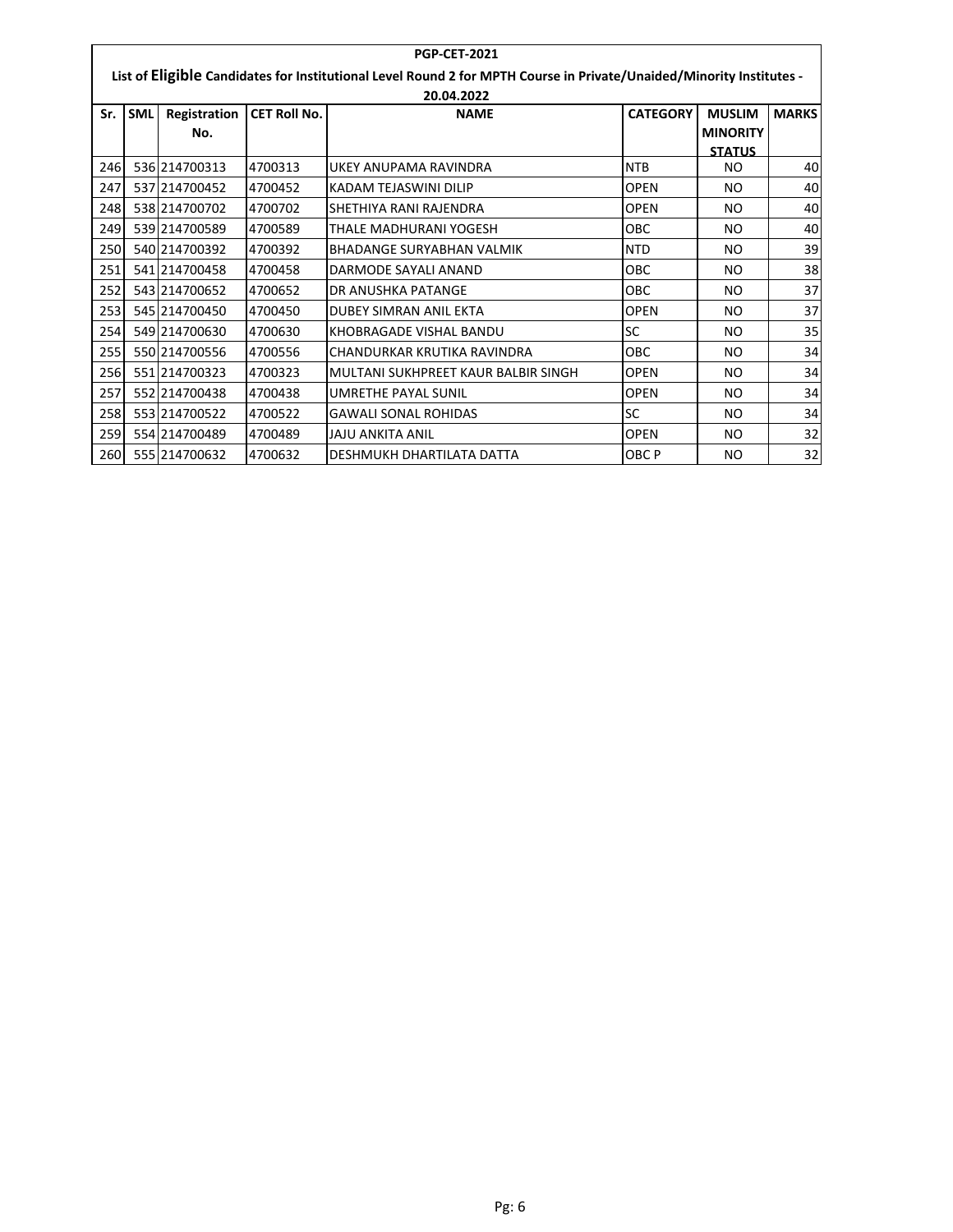| PGP-CET-2021 | | | | | | | |
|---|---|---|---|---|---|---|---|
| List of **Eligible** Candidates for Institutional Level Round 2 for MPTH Course in Private/Unaided/Minority Institutes - 20.04.2022 | | | | | | | |
| **Sr.** | **SML** | **Registration No.** | **CET Roll No.** | **NAME** | **CATEGORY** | **MUSLIM MINORITY STATUS** | **MARKS** |
| 246 | 536 | 214700313 | 4700313 | UKEY ANUPAMA RAVINDRA | NTB | NO | 40 |
| 247 | 537 | 214700452 | 4700452 | KADAM TEJASWINI DILIP | OPEN | NO | 40 |
| 248 | 538 | 214700702 | 4700702 | SHETHIYA RANI RAJENDRA | OPEN | NO | 40 |
| 249 | 539 | 214700589 | 4700589 | THALE MADHURANI YOGESH | OBC | NO | 40 |
| 250 | 540 | 214700392 | 4700392 | BHADANGE SURYABHAN VALMIK | NTD | NO | 39 |
| 251 | 541 | 214700458 | 4700458 | DARMODE SAYALI ANAND | OBC | NO | 38 |
| 252 | 543 | 214700652 | 4700652 | DR ANUSHKA PATANGE | OBC | NO | 37 |
| 253 | 545 | 214700450 | 4700450 | DUBEY SIMRAN ANIL EKTA | OPEN | NO | 37 |
| 254 | 549 | 214700630 | 4700630 | KHOBRAGADE VISHAL BANDU | SC | NO | 35 |
| 255 | 550 | 214700556 | 4700556 | CHANDURKAR KRUTIKA RAVINDRA | OBC | NO | 34 |
| 256 | 551 | 214700323 | 4700323 | MULTANI SUKHPREET KAUR BALBIR SINGH | OPEN | NO | 34 |
| 257 | 552 | 214700438 | 4700438 | UMRETHE PAYAL SUNIL | OPEN | NO | 34 |
| 258 | 553 | 214700522 | 4700522 | GAWALI SONAL ROHIDAS | SC | NO | 34 |
| 259 | 554 | 214700489 | 4700489 | JAJU ANKITA ANIL | OPEN | NO | 32 |
| 260 | 555 | 214700632 | 4700632 | DESHMUKH DHARTILATA DATTA | OBC P | NO | 32 |